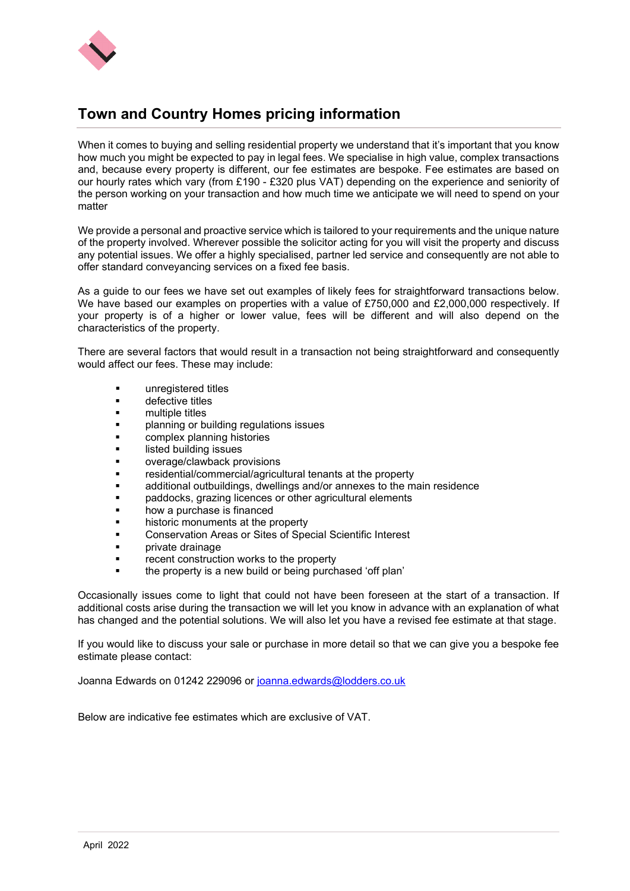# Town and Country Homes pricing information

When it comes to buying and selling residential property we understand that it's important that you know how much you might be expected to pay in legal fees. We specialise in high value, complex transactions and, because every property is different, our fee estimates are bespoke. Fee estimates are based on our hourly rates which vary (from £190 - £320 plus VAT) depending on the experience and seniority of the person working on your transaction and how much time we anticipate we will need to spend on your matter

We provide a personal and proactive service which is tailored to your requirements and the unique nature of the property involved. Wherever possible the solicitor acting for you will visit the property and discuss any potential issues. We offer a highly specialised, partner led service and consequently are not able to offer standard conveyancing services on a fixed fee basis.

As a guide to our fees we have set out examples of likely fees for straightforward transactions below. We have based our examples on properties with a value of £750,000 and £2,000,000 respectively. If your property is of a higher or lower value, fees will be different and will also depend on the characteristics of the property.

There are several factors that would result in a transaction not being straightforward and consequently would affect our fees. These may include:

- unregistered titles
- defective titles
- multiple titles
- planning or building regulations issues
- complex planning histories
- listed building issues
- overage/clawback provisions
- residential/commercial/agricultural tenants at the property
- additional outbuildings, dwellings and/or annexes to the main residence
- paddocks, grazing licences or other agricultural elements
- how a purchase is financed
- historic monuments at the property
- Conservation Areas or Sites of Special Scientific Interest
- private drainage
- recent construction works to the property
- the property is a new build or being purchased 'off plan'

Occasionally issues come to light that could not have been foreseen at the start of a transaction. If additional costs arise during the transaction we will let you know in advance with an explanation of what has changed and the potential solutions. We will also let you have a revised fee estimate at that stage.

If you would like to discuss your sale or purchase in more detail so that we can give you a bespoke fee estimate please contact:

Joanna Edwards on 01242 229096 or joanna.edwards@lodders.co.uk

Below are indicative fee estimates which are exclusive of VAT.

April 2022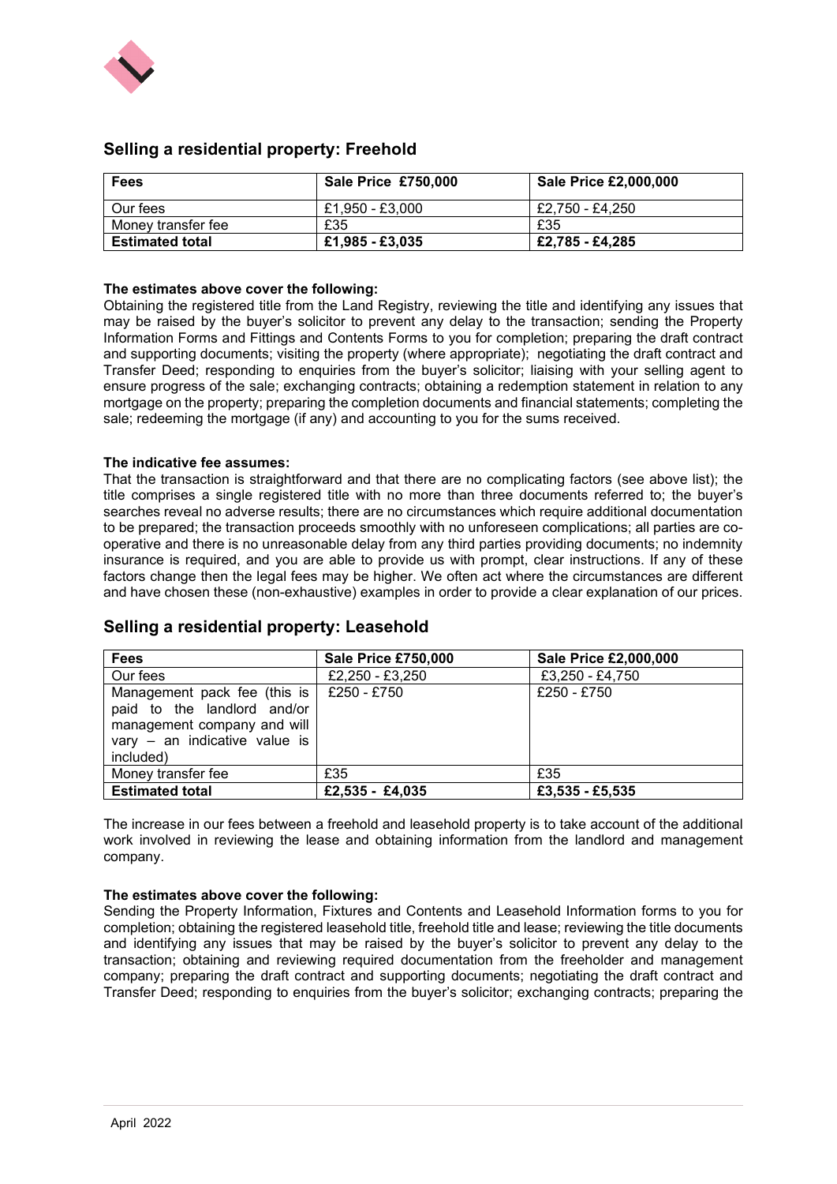## Selling a residential property: Freehold

| Fees | Sale Price £750,000 | Sale Price £2,000,000 |
|---|---|---|
| Our fees | £1,950 - £3,000 | £2,750 - £4,250 |
| Money transfer fee | £35 | £35 |
| **Estimated total** | **£1,985 - £3,035** | **£2,785 - £4,285** |

**The estimates above cover the following:**
Obtaining the registered title from the Land Registry, reviewing the title and identifying any issues that may be raised by the buyer's solicitor to prevent any delay to the transaction; sending the Property Information Forms and Fittings and Contents Forms to you for completion; preparing the draft contract and supporting documents; visiting the property (where appropriate); negotiating the draft contract and Transfer Deed; responding to enquiries from the buyer's solicitor; liaising with your selling agent to ensure progress of the sale; exchanging contracts; obtaining a redemption statement in relation to any mortgage on the property; preparing the completion documents and financial statements; completing the sale; redeeming the mortgage (if any) and accounting to you for the sums received.

**The indicative fee assumes:**
That the transaction is straightforward and that there are no complicating factors (see above list); the title comprises a single registered title with no more than three documents referred to; the buyer's searches reveal no adverse results; there are no circumstances which require additional documentation to be prepared; the transaction proceeds smoothly with no unforeseen complications; all parties are co-operative and there is no unreasonable delay from any third parties providing documents; no indemnity insurance is required, and you are able to provide us with prompt, clear instructions. If any of these factors change then the legal fees may be higher. We often act where the circumstances are different and have chosen these (non-exhaustive) examples in order to provide a clear explanation of our prices.

## Selling a residential property: Leasehold

| Fees | Sale Price £750,000 | Sale Price £2,000,000 |
|---|---|---|
| Our fees | £2,250 - £3,250 | £3,250 - £4,750 |
| Management pack fee (this is paid to the landlord and/or management company and will vary – an indicative value is included) | £250 - £750 | £250 - £750 |
| Money transfer fee | £35 | £35 |
| **Estimated total** | **£2,535 - £4,035** | **£3,535 - £5,535** |

The increase in our fees between a freehold and leasehold property is to take account of the additional work involved in reviewing the lease and obtaining information from the landlord and management company.

**The estimates above cover the following:**
Sending the Property Information, Fixtures and Contents and Leasehold Information forms to you for completion; obtaining the registered leasehold title, freehold title and lease; reviewing the title documents and identifying any issues that may be raised by the buyer's solicitor to prevent any delay to the transaction; obtaining and reviewing required documentation from the freeholder and management company; preparing the draft contract and supporting documents; negotiating the draft contract and Transfer Deed; responding to enquiries from the buyer's solicitor; exchanging contracts; preparing the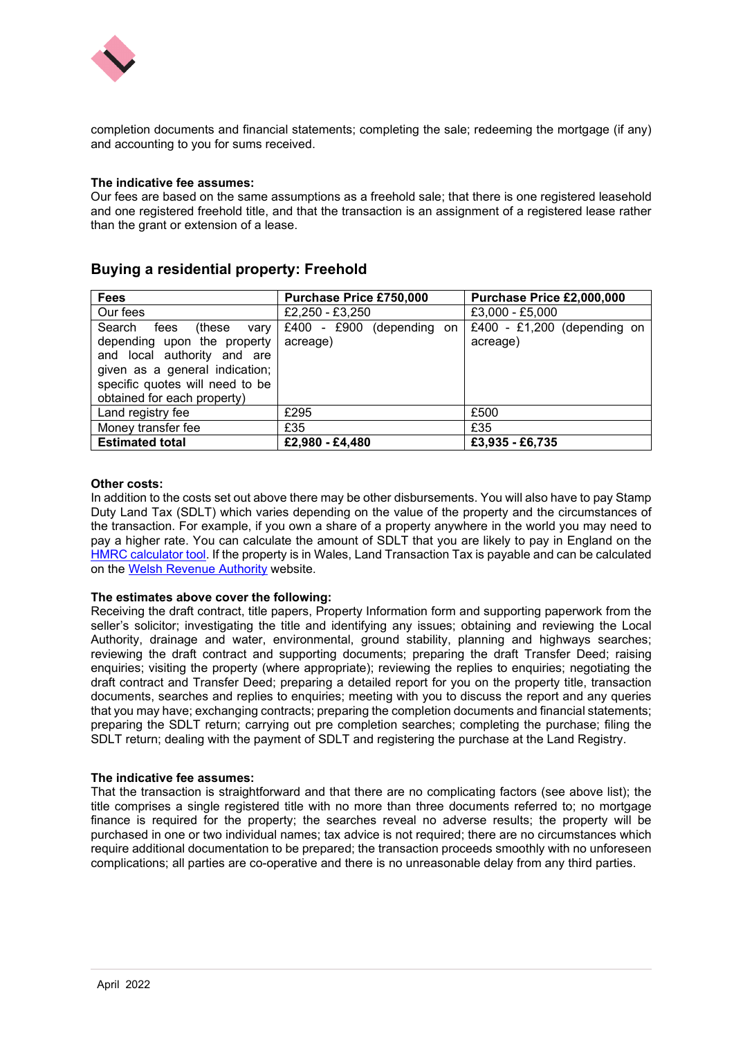completion documents and financial statements; completing the sale; redeeming the mortgage (if any) and accounting to you for sums received.

**The indicative fee assumes:**
Our fees are based on the same assumptions as a freehold sale; that there is one registered leasehold and one registered freehold title, and that the transaction is an assignment of a registered lease rather than the grant or extension of a lease.

## Buying a residential property: Freehold

| Fees | Purchase Price £750,000 | Purchase Price £2,000,000 |
|---|---|---|
| Our fees | £2,250 - £3,250 | £3,000 - £5,000 |
| Search fees (these vary depending upon the property and local authority and are given as a general indication; specific quotes will need to be obtained for each property) | £400 - £900 (depending on acreage) | £400 - £1,200 (depending on acreage) |
| Land registry fee | £295 | £500 |
| Money transfer fee | £35 | £35 |
| **Estimated total** | **£2,980 - £4,480** | **£3,935 - £6,735** |

**Other costs:**
In addition to the costs set out above there may be other disbursements. You will also have to pay Stamp Duty Land Tax (SDLT) which varies depending on the value of the property and the circumstances of the transaction. For example, if you own a share of a property anywhere in the world you may need to pay a higher rate. You can calculate the amount of SDLT that you are likely to pay in England on the HMRC calculator tool. If the property is in Wales, Land Transaction Tax is payable and can be calculated on the Welsh Revenue Authority website.

**The estimates above cover the following:**
Receiving the draft contract, title papers, Property Information form and supporting paperwork from the seller's solicitor; investigating the title and identifying any issues; obtaining and reviewing the Local Authority, drainage and water, environmental, ground stability, planning and highways searches; reviewing the draft contract and supporting documents; preparing the draft Transfer Deed; raising enquiries; visiting the property (where appropriate); reviewing the replies to enquiries; negotiating the draft contract and Transfer Deed; preparing a detailed report for you on the property title, transaction documents, searches and replies to enquiries; meeting with you to discuss the report and any queries that you may have; exchanging contracts; preparing the completion documents and financial statements; preparing the SDLT return; carrying out pre completion searches; completing the purchase; filing the SDLT return; dealing with the payment of SDLT and registering the purchase at the Land Registry.

**The indicative fee assumes:**
That the transaction is straightforward and that there are no complicating factors (see above list); the title comprises a single registered title with no more than three documents referred to; no mortgage finance is required for the property; the searches reveal no adverse results; the property will be purchased in one or two individual names; tax advice is not required; there are no circumstances which require additional documentation to be prepared; the transaction proceeds smoothly with no unforeseen complications; all parties are co-operative and there is no unreasonable delay from any third parties.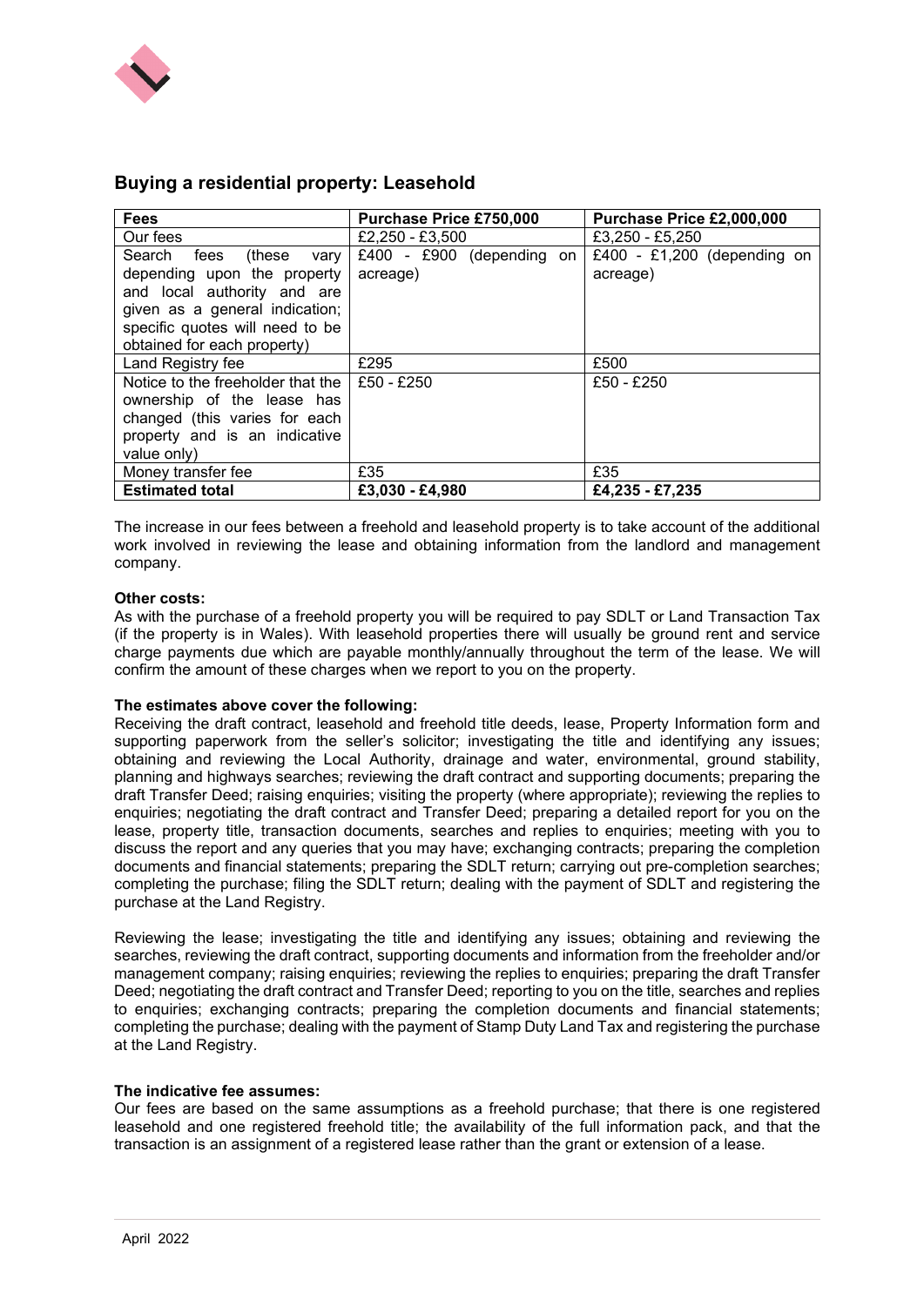## Buying a residential property: Leasehold

| Fees | Purchase Price £750,000 | Purchase Price £2,000,000 |
|---|---|---|
| Our fees | £2,250 - £3,500 | £3,250 - £5,250 |
| Search fees (these vary depending upon the property and local authority and are given as a general indication; specific quotes will need to be obtained for each property) | £400 - £900 (depending on acreage) | £400 - £1,200 (depending on acreage) |
| Land Registry fee | £295 | £500 |
| Notice to the freeholder that the ownership of the lease has changed (this varies for each property and is an indicative value only) | £50 - £250 | £50 - £250 |
| Money transfer fee | £35 | £35 |
| **Estimated total** | **£3,030 - £4,980** | **£4,235 - £7,235** |

The increase in our fees between a freehold and leasehold property is to take account of the additional work involved in reviewing the lease and obtaining information from the landlord and management company.

**Other costs:**
As with the purchase of a freehold property you will be required to pay SDLT or Land Transaction Tax (if the property is in Wales). With leasehold properties there will usually be ground rent and service charge payments due which are payable monthly/annually throughout the term of the lease. We will confirm the amount of these charges when we report to you on the property.

**The estimates above cover the following:**
Receiving the draft contract, leasehold and freehold title deeds, lease, Property Information form and supporting paperwork from the seller's solicitor; investigating the title and identifying any issues; obtaining and reviewing the Local Authority, drainage and water, environmental, ground stability, planning and highways searches; reviewing the draft contract and supporting documents; preparing the draft Transfer Deed; raising enquiries; visiting the property (where appropriate); reviewing the replies to enquiries; negotiating the draft contract and Transfer Deed; preparing a detailed report for you on the lease, property title, transaction documents, searches and replies to enquiries; meeting with you to discuss the report and any queries that you may have; exchanging contracts; preparing the completion documents and financial statements; preparing the SDLT return; carrying out pre-completion searches; completing the purchase; filing the SDLT return; dealing with the payment of SDLT and registering the purchase at the Land Registry.

Reviewing the lease; investigating the title and identifying any issues; obtaining and reviewing the searches, reviewing the draft contract, supporting documents and information from the freeholder and/or management company; raising enquiries; reviewing the replies to enquiries; preparing the draft Transfer Deed; negotiating the draft contract and Transfer Deed; reporting to you on the title, searches and replies to enquiries; exchanging contracts; preparing the completion documents and financial statements; completing the purchase; dealing with the payment of Stamp Duty Land Tax and registering the purchase at the Land Registry.

**The indicative fee assumes:**
Our fees are based on the same assumptions as a freehold purchase; that there is one registered leasehold and one registered freehold title; the availability of the full information pack, and that the transaction is an assignment of a registered lease rather than the grant or extension of a lease.

April 2022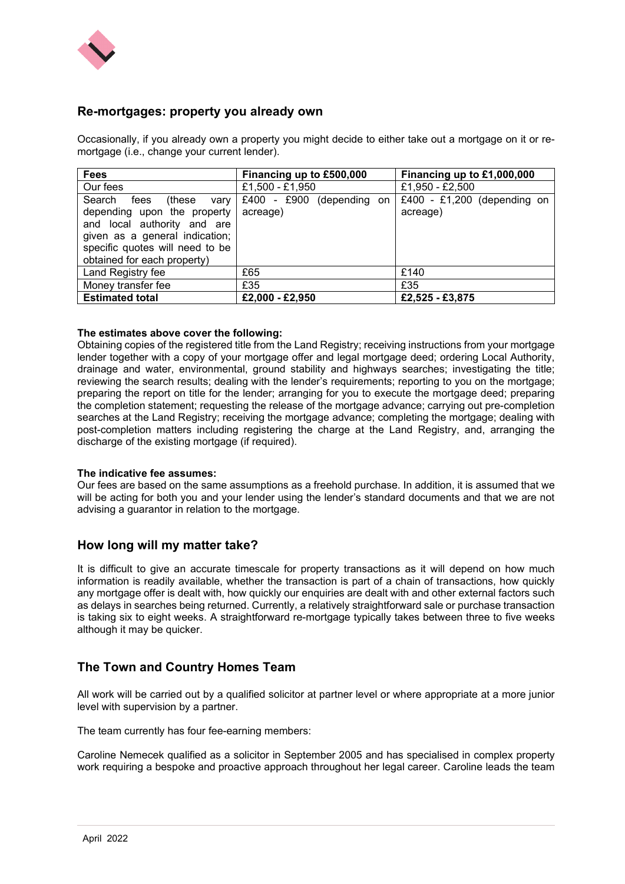## Re-mortgages: property you already own

Occasionally, if you already own a property you might decide to either take out a mortgage on it or re-mortgage (i.e., change your current lender).

| **Fees** | **Financing up to £500,000** | **Financing up to £1,000,000** |
|---|---|---|
| Our fees | £1,500 - £1,950 | £1,950 - £2,500 |
| Search fees (these vary depending upon the property and local authority and are given as a general indication; specific quotes will need to be obtained for each property) | £400 - £900 (depending on acreage) | £400 - £1,200 (depending on acreage) |
| Land Registry fee | £65 | £140 |
| Money transfer fee | £35 | £35 |
| **Estimated total** | **£2,000 - £2,950** | **£2,525 - £3,875** |

**The estimates above cover the following:**
Obtaining copies of the registered title from the Land Registry; receiving instructions from your mortgage lender together with a copy of your mortgage offer and legal mortgage deed; ordering Local Authority, drainage and water, environmental, ground stability and highways searches; investigating the title; reviewing the search results; dealing with the lender's requirements; reporting to you on the mortgage; preparing the report on title for the lender; arranging for you to execute the mortgage deed; preparing the completion statement; requesting the release of the mortgage advance; carrying out pre-completion searches at the Land Registry; receiving the mortgage advance; completing the mortgage; dealing with post-completion matters including registering the charge at the Land Registry, and, arranging the discharge of the existing mortgage (if required).

**The indicative fee assumes:**
Our fees are based on the same assumptions as a freehold purchase. In addition, it is assumed that we will be acting for both you and your lender using the lender's standard documents and that we are not advising a guarantor in relation to the mortgage.

## How long will my matter take?

It is difficult to give an accurate timescale for property transactions as it will depend on how much information is readily available, whether the transaction is part of a chain of transactions, how quickly any mortgage offer is dealt with, how quickly our enquiries are dealt with and other external factors such as delays in searches being returned. Currently, a relatively straightforward sale or purchase transaction is taking six to eight weeks. A straightforward re-mortgage typically takes between three to five weeks although it may be quicker.

## The Town and Country Homes Team

All work will be carried out by a qualified solicitor at partner level or where appropriate at a more junior level with supervision by a partner.

The team currently has four fee-earning members:

Caroline Nemecek qualified as a solicitor in September 2005 and has specialised in complex property work requiring a bespoke and proactive approach throughout her legal career. Caroline leads the team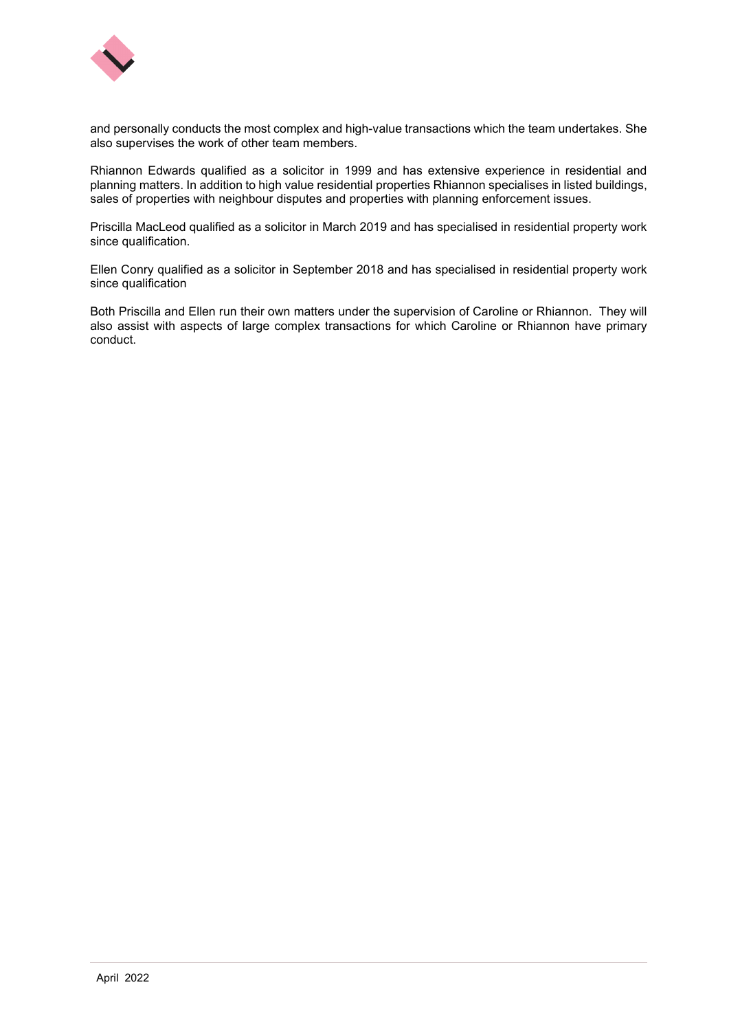and personally conducts the most complex and high-value transactions which the team undertakes. She also supervises the work of other team members.

Rhiannon Edwards qualified as a solicitor in 1999 and has extensive experience in residential and planning matters. In addition to high value residential properties Rhiannon specialises in listed buildings, sales of properties with neighbour disputes and properties with planning enforcement issues.

Priscilla MacLeod qualified as a solicitor in March 2019 and has specialised in residential property work since qualification.

Ellen Conry qualified as a solicitor in September 2018 and has specialised in residential property work since qualification

Both Priscilla and Ellen run their own matters under the supervision of Caroline or Rhiannon. They will also assist with aspects of large complex transactions for which Caroline or Rhiannon have primary conduct.